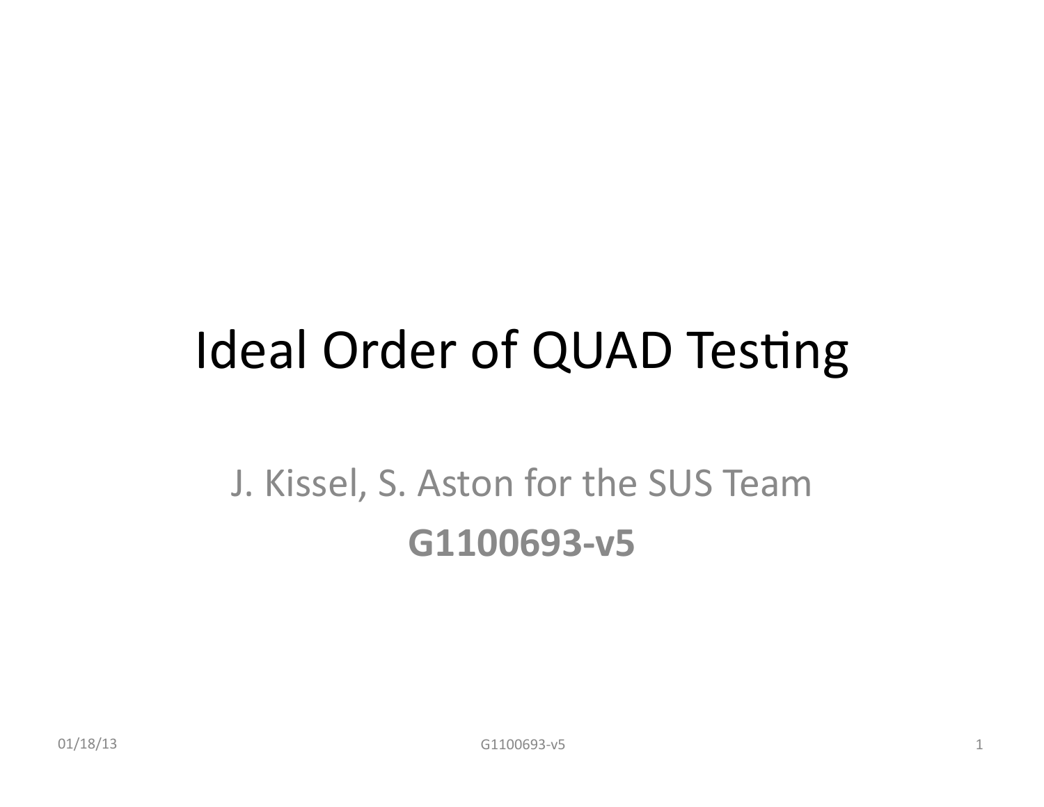# Ideal Order of QUAD Testing

J. Kissel, S. Aston for the SUS Team

**G1100693-v5**

01/18/13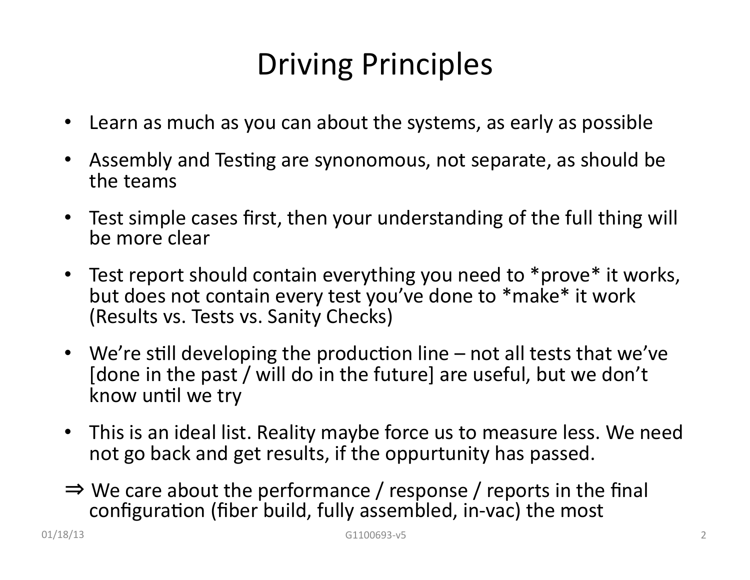# Driving Principles

- Learn as much as you can about the systems, as early as possible
- Assembly and Testing are synonomous, not separate, as should be the teams
- Test simple cases first, then your understanding of the full thing will be more clear
- Test report should contain everything you need to *prove* it works, but does not contain every test you've done to *make* it work (Results vs. Tests vs. Sanity Checks)
- We're still developing the production line – not all tests that we've [done in the past / will do in the future] are useful, but we don't know until we try
- This is an ideal list. Reality maybe force us to measure less. We need not go back and get results, if the oppurtunity has passed.

⇒ We care about the performance / response / reports in the final configuration (fiber build, fully assembled, in-vac) the most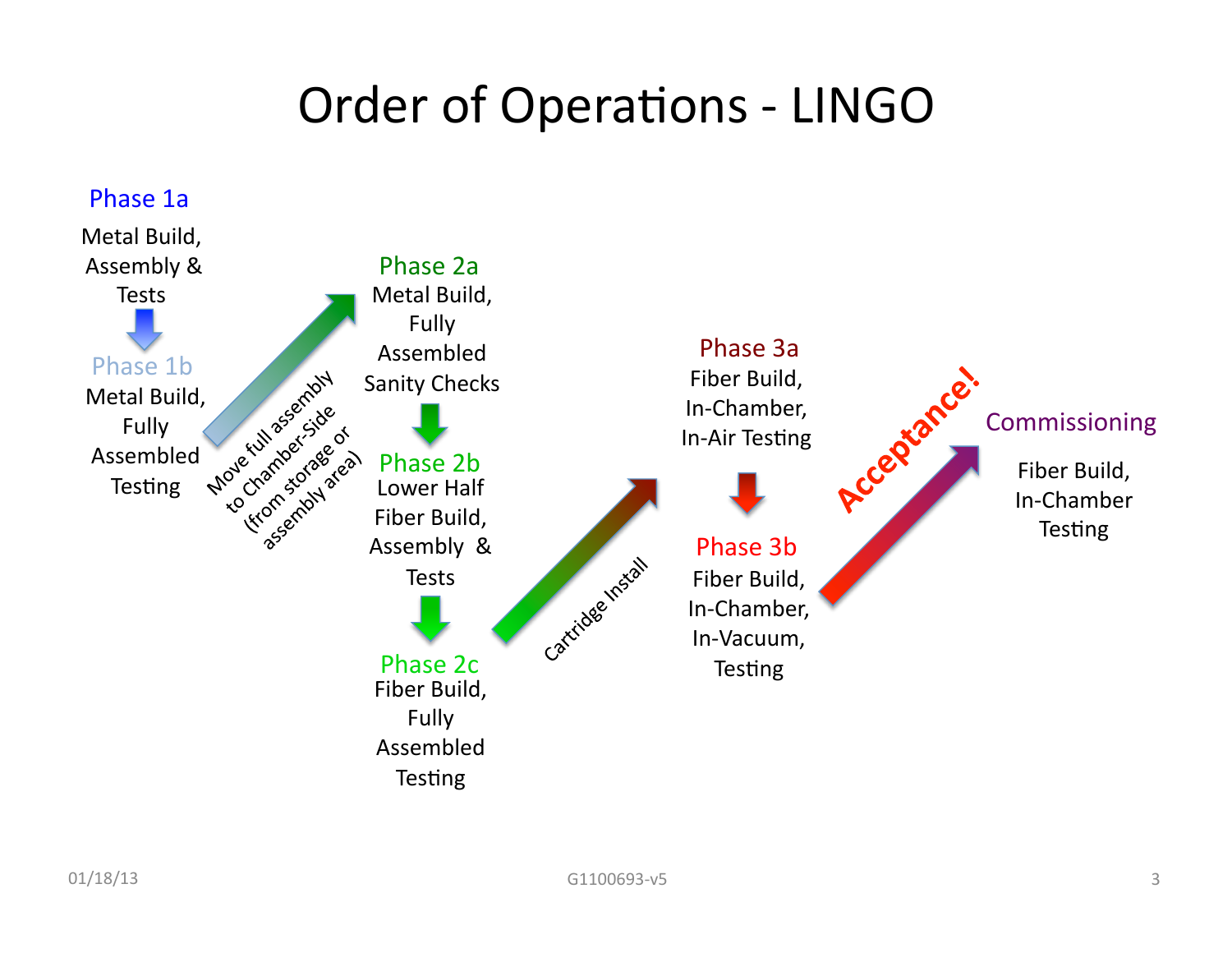# Order of Operations - LINGO

**Phase 1a**
Metal Build, Assembly & Tests

**Phase 1b**
Metal Build, Fully Assembled Testing

*Move full assembly to Chamber-Side (from storage or assembly area)*

**Phase 2a**
Metal Build, Fully Assembled Sanity Checks

**Phase 2b**
Lower Half Fiber Build, Assembly & Tests

**Phase 2c**
Fiber Build, Fully Assembled Testing

*Cartridge Install*

**Phase 3a**
Fiber Build, In-Chamber, In-Air Testing

**Phase 3b**
Fiber Build, In-Chamber, In-Vacuum, Testing

*Acceptance!*

**Commissioning**
Fiber Build, In-Chamber Testing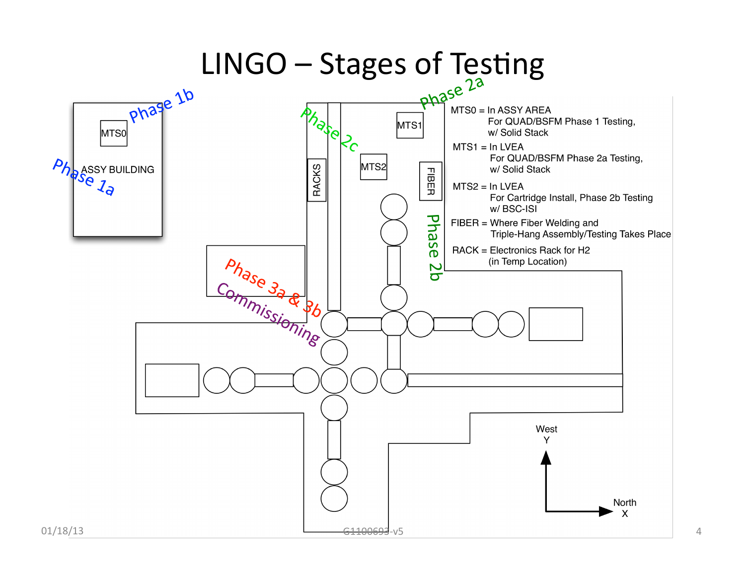# LINGO – Stages of Testing

MTS0 = In ASSY AREA
For QUAD/BSFM Phase 1 Testing, w/ Solid Stack

MTS1 = In LVEA
For QUAD/BSFM Phase 2a Testing, w/ Solid Stack

MTS2 = In LVEA
For Cartridge Install, Phase 2b Testing w/ BSC-ISI

FIBER = Where Fiber Welding and Triple-Hang Assembly/Testing Takes Place

RACK = Electronics Rack for H2 (in Temp Location)

Phase 1a

Phase 1b

Phase 2a

Phase 2b

Phase 2c

Phase 3a & 3b

Commissioning

ASSY BUILDING

MTS0

MTS1

MTS2

RACKS

FIBER

West Y

North X

G1100693-v5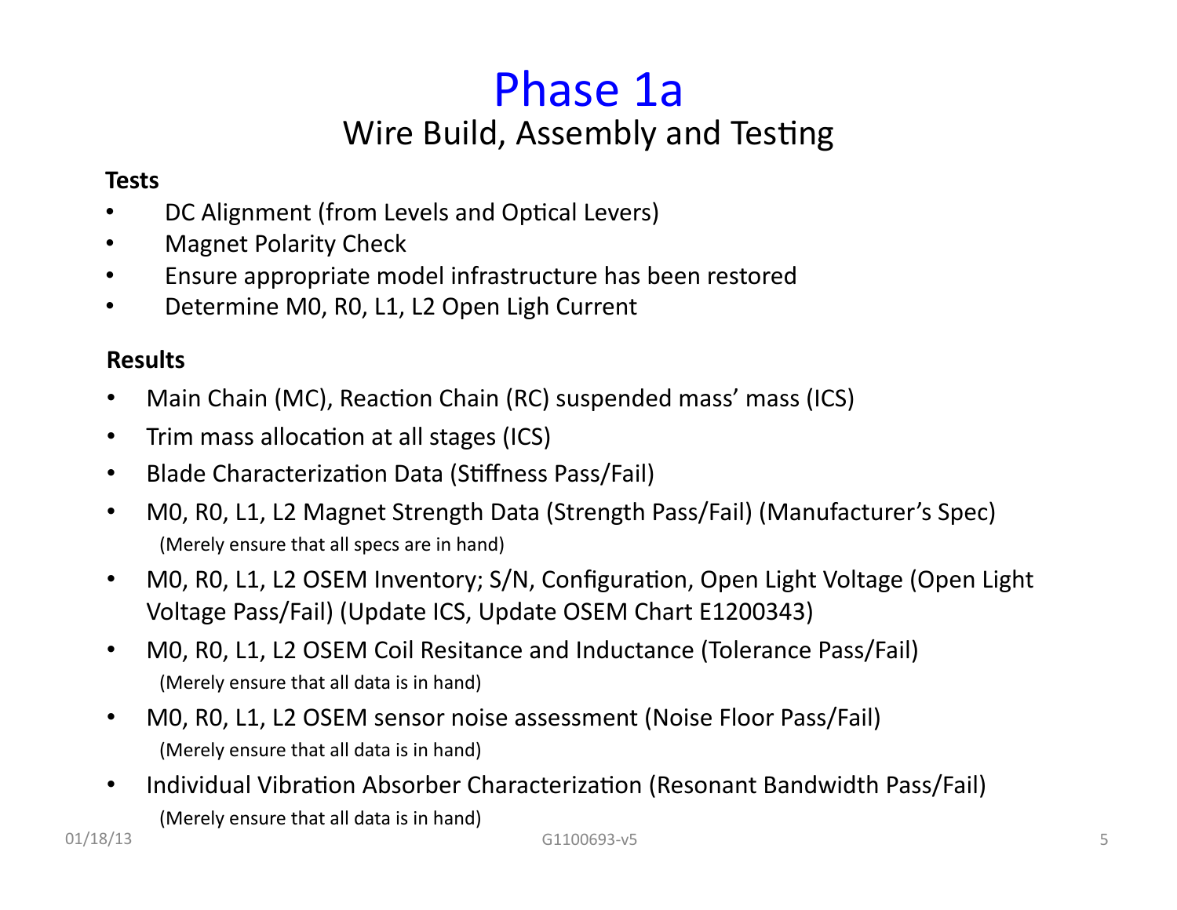# Phase 1a

## Wire Build, Assembly and Testing

**Tests**

- DC Alignment (from Levels and Optical Levers)
- Magnet Polarity Check
- Ensure appropriate model infrastructure has been restored
- Determine M0, R0, L1, L2 Open Ligh Current

**Results**

- Main Chain (MC), Reaction Chain (RC) suspended mass' mass (ICS)
- Trim mass allocation at all stages (ICS)
- Blade Characterization Data (Stiffness Pass/Fail)
- M0, R0, L1, L2 Magnet Strength Data (Strength Pass/Fail) (Manufacturer's Spec)
  (Merely ensure that all specs are in hand)
- M0, R0, L1, L2 OSEM Inventory; S/N, Configuration, Open Light Voltage (Open Light Voltage Pass/Fail) (Update ICS, Update OSEM Chart E1200343)
- M0, R0, L1, L2 OSEM Coil Resitance and Inductance (Tolerance Pass/Fail)
  (Merely ensure that all data is in hand)
- M0, R0, L1, L2 OSEM sensor noise assessment (Noise Floor Pass/Fail)
  (Merely ensure that all data is in hand)
- Individual Vibration Absorber Characterization (Resonant Bandwidth Pass/Fail)
  (Merely ensure that all data is in hand)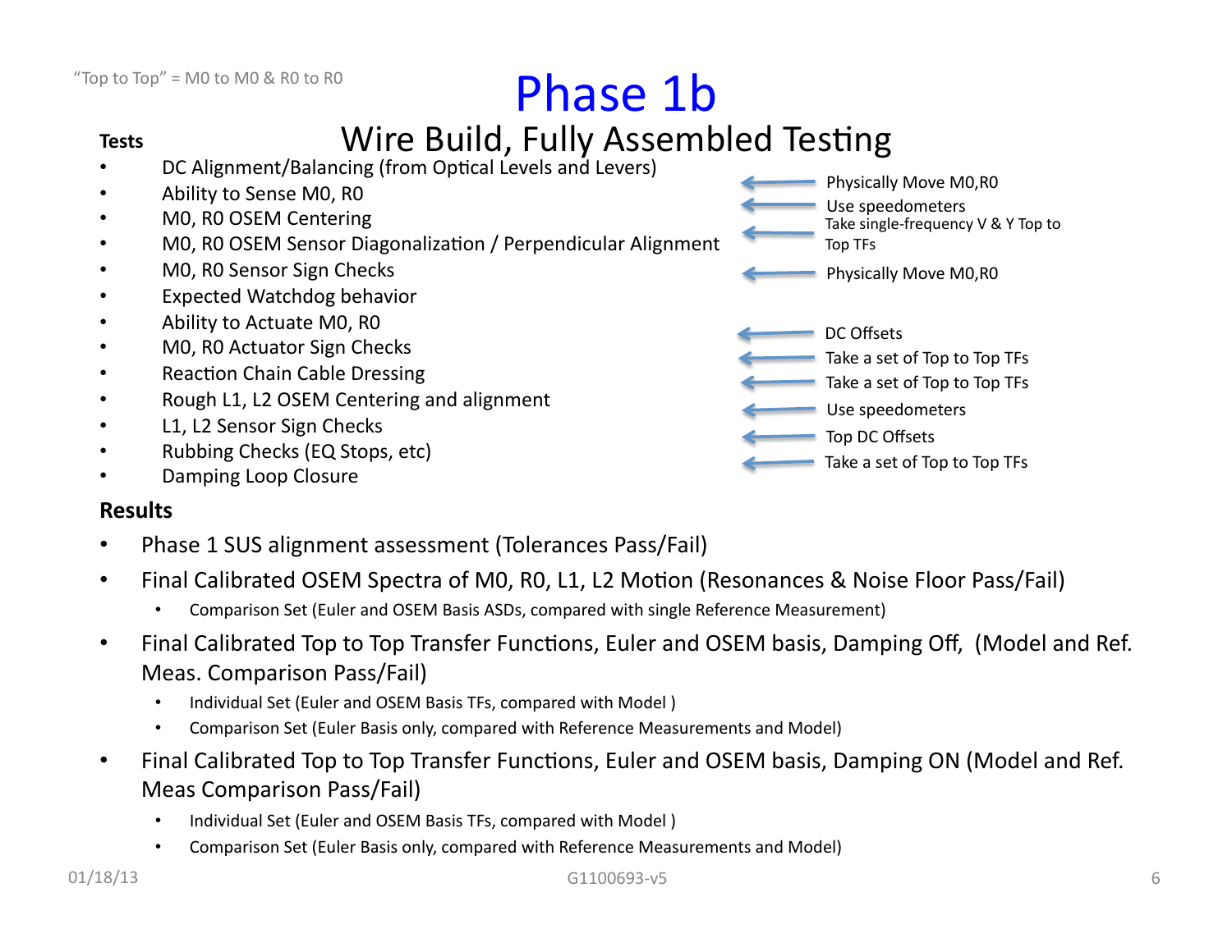"Top to Top" = M0 to M0 & R0 to R0

# Phase 1b

## Wire Build, Fully Assembled Testing

**Tests**

- DC Alignment/Balancing (from Optical Levels and Levers) ← Physically Move M0,R0
- Ability to Sense M0, R0 ← Use speedometers
- M0, R0 OSEM Centering ← Take single-frequency V & Y Top to Top TFs
- M0, R0 OSEM Sensor Diagonalization / Perpendicular Alignment ← Physically Move M0,R0
- M0, R0 Sensor Sign Checks
- Expected Watchdog behavior
- Ability to Actuate M0, R0 ← DC Offsets
- M0, R0 Actuator Sign Checks ← Take a set of Top to Top TFs
- Reaction Chain Cable Dressing ← Take a set of Top to Top TFs
- Rough L1, L2 OSEM Centering and alignment ← Use speedometers
- L1, L2 Sensor Sign Checks ← Top DC Offsets
- Rubbing Checks (EQ Stops, etc) ← Take a set of Top to Top TFs
- Damping Loop Closure

**Results**

- Phase 1 SUS alignment assessment (Tolerances Pass/Fail)
- Final Calibrated OSEM Spectra of M0, R0, L1, L2 Motion (Resonances & Noise Floor Pass/Fail)
  - Comparison Set (Euler and OSEM Basis ASDs, compared with single Reference Measurement)
- Final Calibrated Top to Top Transfer Functions, Euler and OSEM basis, Damping Off, (Model and Ref. Meas. Comparison Pass/Fail)
  - Individual Set (Euler and OSEM Basis TFs, compared with Model )
  - Comparison Set (Euler Basis only, compared with Reference Measurements and Model)
- Final Calibrated Top to Top Transfer Functions, Euler and OSEM basis, Damping ON (Model and Ref. Meas Comparison Pass/Fail)
  - Individual Set (Euler and OSEM Basis TFs, compared with Model )
  - Comparison Set (Euler Basis only, compared with Reference Measurements and Model)

01/18/13 G1100693-v5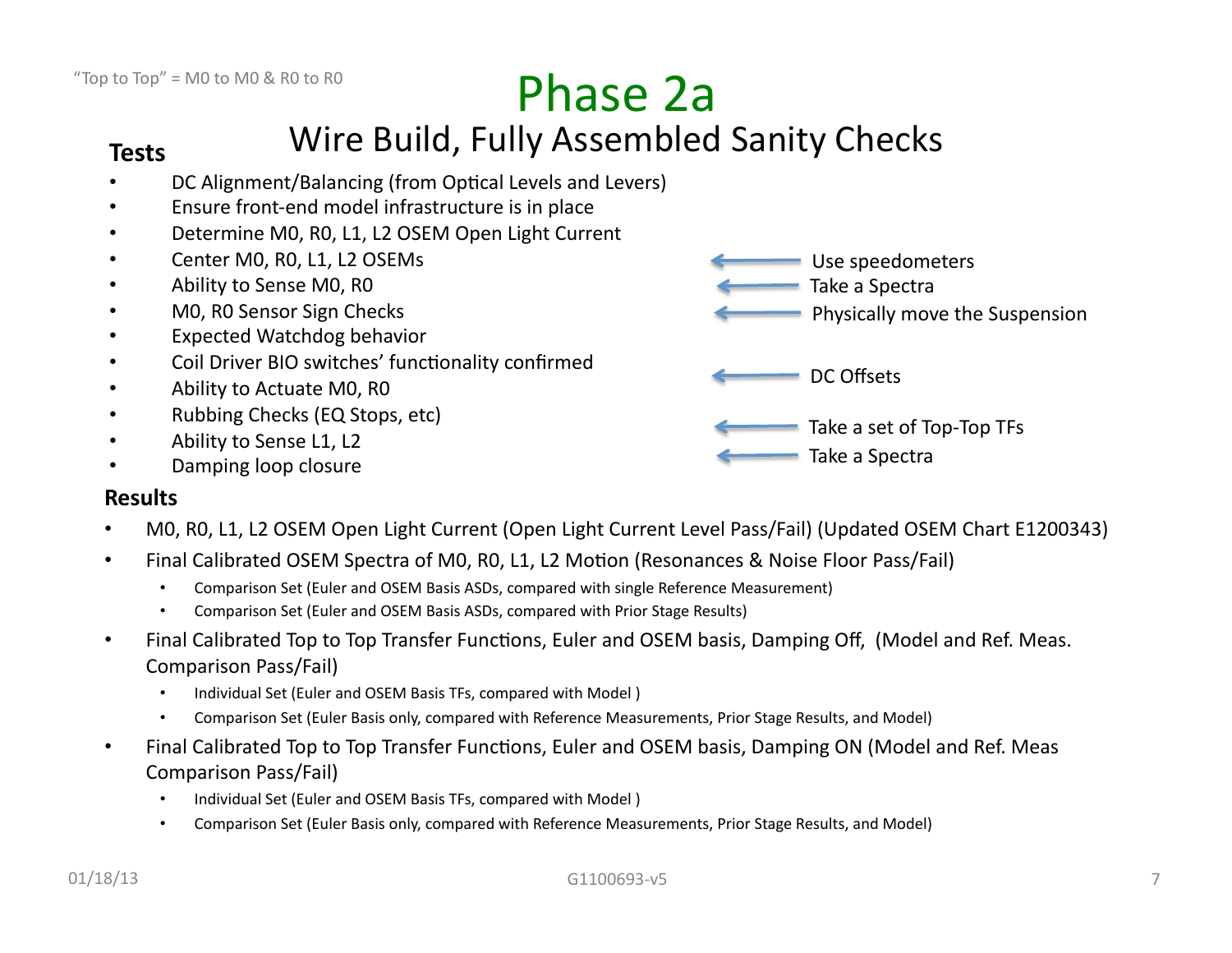"Top to Top" = M0 to M0 & R0 to R0

# Phase 2a

## Wire Build, Fully Assembled Sanity Checks

**Tests**

- DC Alignment/Balancing (from Optical Levels and Levers)
- Ensure front-end model infrastructure is in place
- Determine M0, R0, L1, L2 OSEM Open Light Current
- Center M0, R0, L1, L2 OSEMs ← Use speedometers
- Ability to Sense M0, R0 ← Take a Spectra
- M0, R0 Sensor Sign Checks ← Physically move the Suspension
- Expected Watchdog behavior
- Coil Driver BIO switches' functionality confirmed ← DC Offsets
- Ability to Actuate M0, R0
- Rubbing Checks (EQ Stops, etc) ← Take a set of Top-Top TFs
- Ability to Sense L1, L2 ← Take a Spectra
- Damping loop closure

**Results**

- M0, R0, L1, L2 OSEM Open Light Current (Open Light Current Level Pass/Fail) (Updated OSEM Chart E1200343)
- Final Calibrated OSEM Spectra of M0, R0, L1, L2 Motion (Resonances & Noise Floor Pass/Fail)
  - Comparison Set (Euler and OSEM Basis ASDs, compared with single Reference Measurement)
  - Comparison Set (Euler and OSEM Basis ASDs, compared with Prior Stage Results)
- Final Calibrated Top to Top Transfer Functions, Euler and OSEM basis, Damping Off, (Model and Ref. Meas. Comparison Pass/Fail)
  - Individual Set (Euler and OSEM Basis TFs, compared with Model )
  - Comparison Set (Euler Basis only, compared with Reference Measurements, Prior Stage Results, and Model)
- Final Calibrated Top to Top Transfer Functions, Euler and OSEM basis, Damping ON (Model and Ref. Meas Comparison Pass/Fail)
  - Individual Set (Euler and OSEM Basis TFs, compared with Model )
  - Comparison Set (Euler Basis only, compared with Reference Measurements, Prior Stage Results, and Model)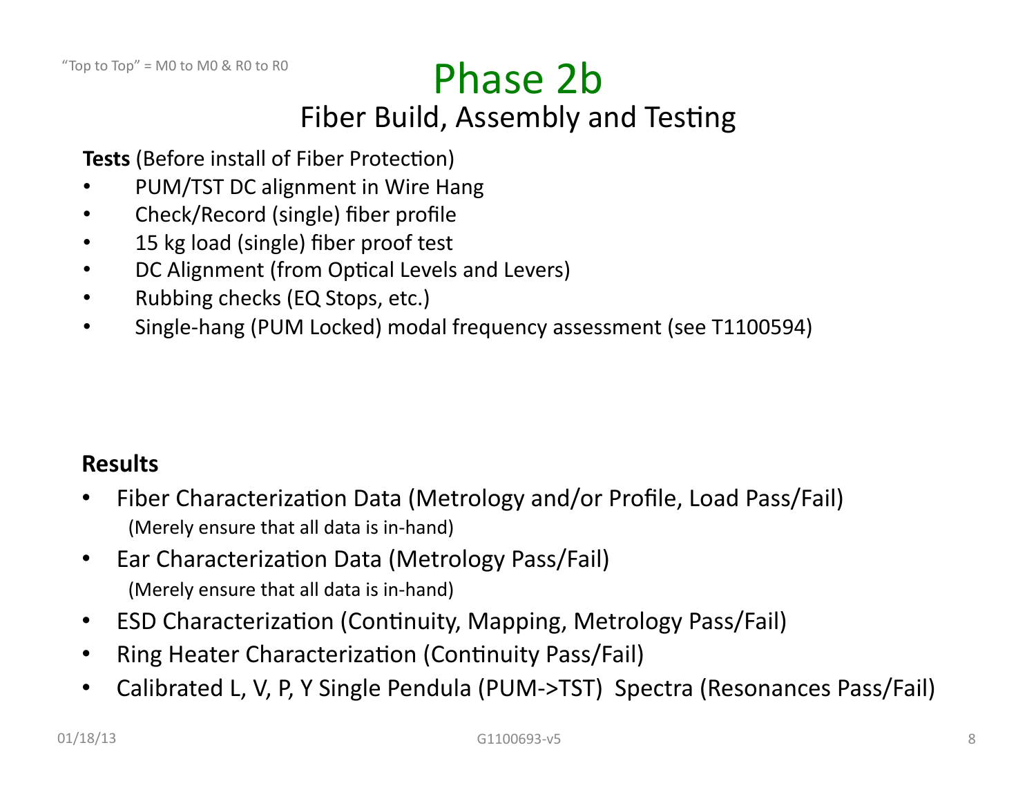"Top to Top" = M0 to M0 & R0 to R0

# Phase 2b

## Fiber Build, Assembly and Testing

**Tests** (Before install of Fiber Protection)

- PUM/TST DC alignment in Wire Hang
- Check/Record (single) fiber profile
- 15 kg load (single) fiber proof test
- DC Alignment (from Optical Levels and Levers)
- Rubbing checks (EQ Stops, etc.)
- Single-hang (PUM Locked) modal frequency assessment (see T1100594)

**Results**

- Fiber Characterization Data (Metrology and/or Profile, Load Pass/Fail)
  (Merely ensure that all data is in-hand)
- Ear Characterization Data (Metrology Pass/Fail)
  (Merely ensure that all data is in-hand)
- ESD Characterization (Continuity, Mapping, Metrology Pass/Fail)
- Ring Heater Characterization (Continuity Pass/Fail)
- Calibrated L, V, P, Y Single Pendula (PUM->TST) Spectra (Resonances Pass/Fail)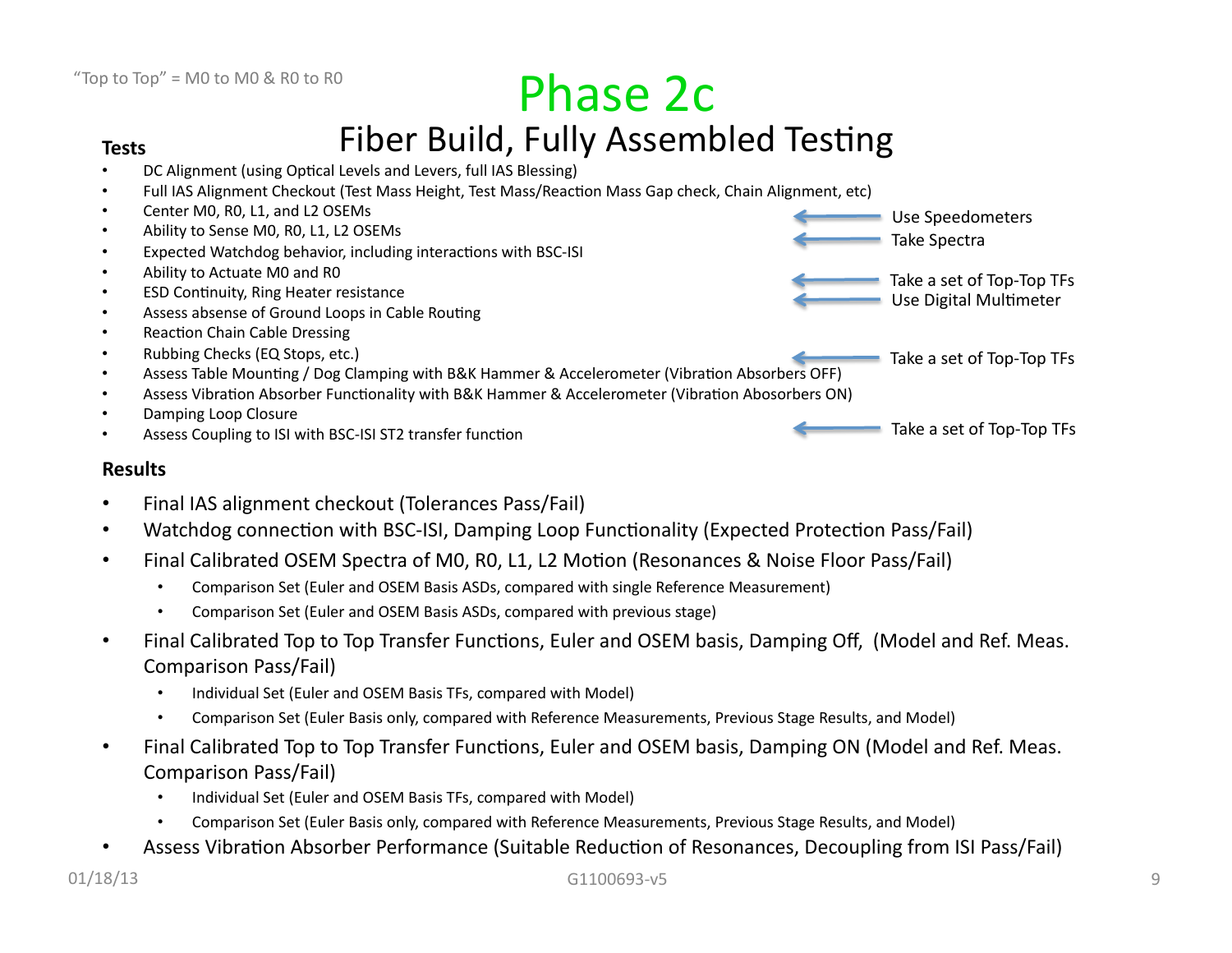"Top to Top" = M0 to M0 & R0 to R0

# Phase 2c

## Fiber Build, Fully Assembled Testing

**Tests**

- DC Alignment (using Optical Levels and Levers, full IAS Blessing)
- Full IAS Alignment Checkout (Test Mass Height, Test Mass/Reaction Mass Gap check, Chain Alignment, etc)
- Center M0, R0, L1, and L2 OSEMs ← Use Speedometers
- Ability to Sense M0, R0, L1, L2 OSEMs ← Take Spectra
- Expected Watchdog behavior, including interactions with BSC-ISI
- Ability to Actuate M0 and R0 ← Take a set of Top-Top TFs
- ESD Continuity, Ring Heater resistance ← Use Digital Multimeter
- Assess absense of Ground Loops in Cable Routing
- Reaction Chain Cable Dressing
- Rubbing Checks (EQ Stops, etc.) ← Take a set of Top-Top TFs
- Assess Table Mounting / Dog Clamping with B&K Hammer & Accelerometer (Vibration Absorbers OFF)
- Assess Vibration Absorber Functionality with B&K Hammer & Accelerometer (Vibration Abosorbers ON)
- Damping Loop Closure
- Assess Coupling to ISI with BSC-ISI ST2 transfer function ← Take a set of Top-Top TFs

**Results**

- Final IAS alignment checkout (Tolerances Pass/Fail)
- Watchdog connection with BSC-ISI, Damping Loop Functionality (Expected Protection Pass/Fail)
- Final Calibrated OSEM Spectra of M0, R0, L1, L2 Motion (Resonances & Noise Floor Pass/Fail)
  - Comparison Set (Euler and OSEM Basis ASDs, compared with single Reference Measurement)
  - Comparison Set (Euler and OSEM Basis ASDs, compared with previous stage)
- Final Calibrated Top to Top Transfer Functions, Euler and OSEM basis, Damping Off, (Model and Ref. Meas. Comparison Pass/Fail)
  - Individual Set (Euler and OSEM Basis TFs, compared with Model)
  - Comparison Set (Euler Basis only, compared with Reference Measurements, Previous Stage Results, and Model)
- Final Calibrated Top to Top Transfer Functions, Euler and OSEM basis, Damping ON (Model and Ref. Meas. Comparison Pass/Fail)
  - Individual Set (Euler and OSEM Basis TFs, compared with Model)
  - Comparison Set (Euler Basis only, compared with Reference Measurements, Previous Stage Results, and Model)
- Assess Vibration Absorber Performance (Suitable Reduction of Resonances, Decoupling from ISI Pass/Fail)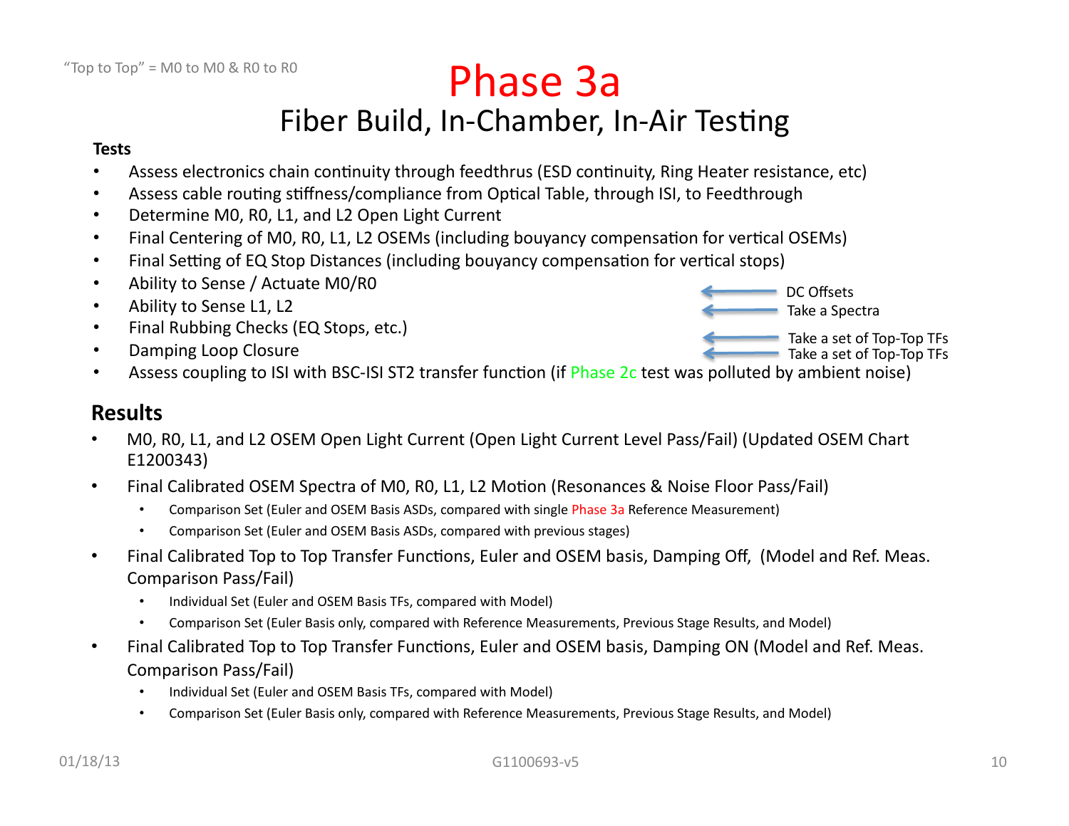"Top to Top" = M0 to M0 & R0 to R0

# Phase 3a

## Fiber Build, In-Chamber, In-Air Testing

**Tests**

- Assess electronics chain continuity through feedthrus (ESD continuity, Ring Heater resistance, etc)
- Assess cable routing stiffness/compliance from Optical Table, through ISI, to Feedthrough
- Determine M0, R0, L1, and L2 Open Light Current
- Final Centering of M0, R0, L1, L2 OSEMs (including bouyancy compensation for vertical OSEMs)
- Final Setting of EQ Stop Distances (including bouyancy compensation for vertical stops)
- Ability to Sense / Actuate M0/R0 ← DC Offsets
- Ability to Sense L1, L2 ← Take a Spectra
- Final Rubbing Checks (EQ Stops, etc.) ← Take a set of Top-Top TFs
- Damping Loop Closure ← Take a set of Top-Top TFs
- Assess coupling to ISI with BSC-ISI ST2 transfer function (if Phase 2c test was polluted by ambient noise)

## Results

- M0, R0, L1, and L2 OSEM Open Light Current (Open Light Current Level Pass/Fail) (Updated OSEM Chart E1200343)
- Final Calibrated OSEM Spectra of M0, R0, L1, L2 Motion (Resonances & Noise Floor Pass/Fail)
  - Comparison Set (Euler and OSEM Basis ASDs, compared with single Phase 3a Reference Measurement)
  - Comparison Set (Euler and OSEM Basis ASDs, compared with previous stages)
- Final Calibrated Top to Top Transfer Functions, Euler and OSEM basis, Damping Off, (Model and Ref. Meas. Comparison Pass/Fail)
  - Individual Set (Euler and OSEM Basis TFs, compared with Model)
  - Comparison Set (Euler Basis only, compared with Reference Measurements, Previous Stage Results, and Model)
- Final Calibrated Top to Top Transfer Functions, Euler and OSEM basis, Damping ON (Model and Ref. Meas. Comparison Pass/Fail)
  - Individual Set (Euler and OSEM Basis TFs, compared with Model)
  - Comparison Set (Euler Basis only, compared with Reference Measurements, Previous Stage Results, and Model)

01/18/13 G1100693-v5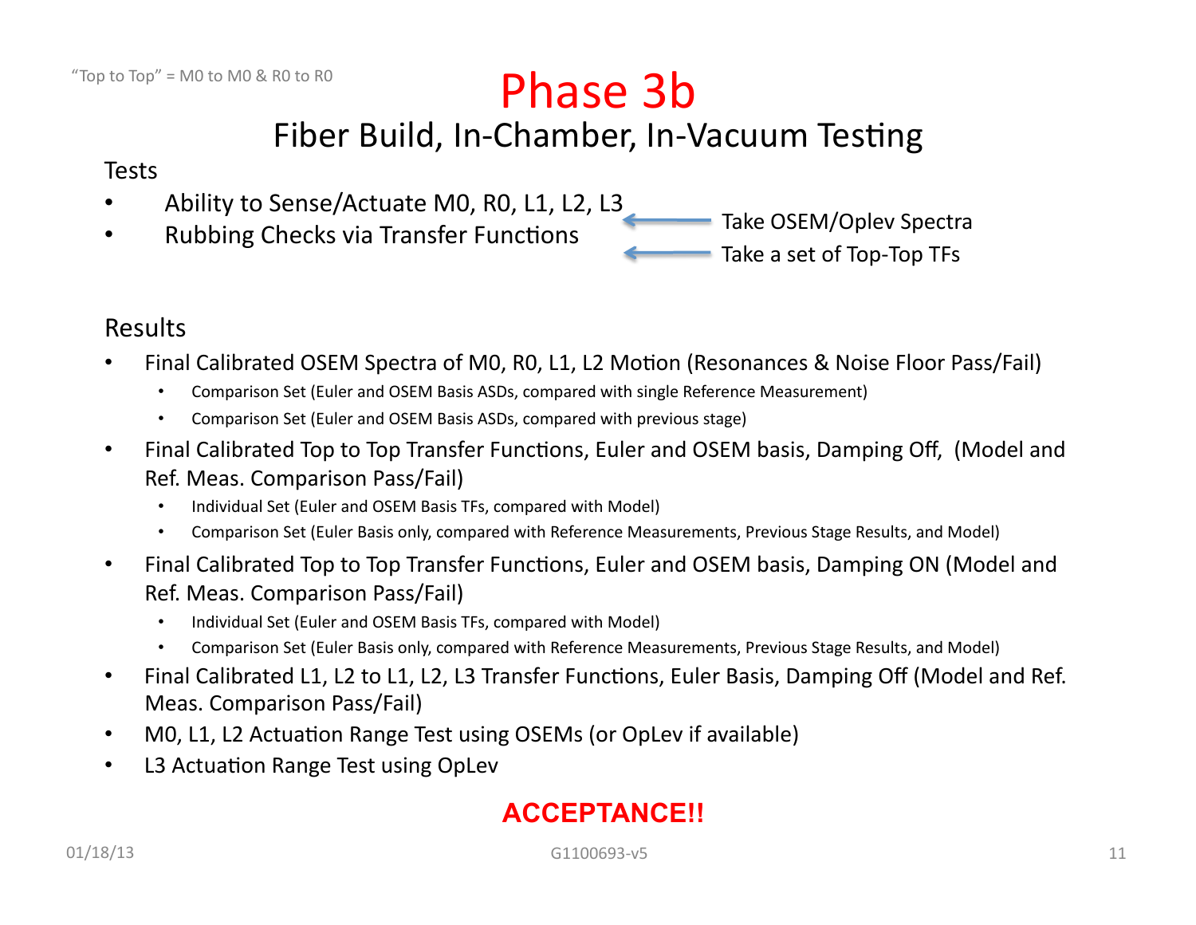"Top to Top" = M0 to M0 & R0 to R0

# Phase 3b

## Fiber Build, In-Chamber, In-Vacuum Testing

Tests

- Ability to Sense/Actuate M0, R0, L1, L2, L3 ← Take OSEM/Oplev Spectra
- Rubbing Checks via Transfer Functions ← Take a set of Top-Top TFs

Results

- Final Calibrated OSEM Spectra of M0, R0, L1, L2 Motion (Resonances & Noise Floor Pass/Fail)
  - Comparison Set (Euler and OSEM Basis ASDs, compared with single Reference Measurement)
  - Comparison Set (Euler and OSEM Basis ASDs, compared with previous stage)
- Final Calibrated Top to Top Transfer Functions, Euler and OSEM basis, Damping Off, (Model and Ref. Meas. Comparison Pass/Fail)
  - Individual Set (Euler and OSEM Basis TFs, compared with Model)
  - Comparison Set (Euler Basis only, compared with Reference Measurements, Previous Stage Results, and Model)
- Final Calibrated Top to Top Transfer Functions, Euler and OSEM basis, Damping ON (Model and Ref. Meas. Comparison Pass/Fail)
  - Individual Set (Euler and OSEM Basis TFs, compared with Model)
  - Comparison Set (Euler Basis only, compared with Reference Measurements, Previous Stage Results, and Model)
- Final Calibrated L1, L2 to L1, L2, L3 Transfer Functions, Euler Basis, Damping Off (Model and Ref. Meas. Comparison Pass/Fail)
- M0, L1, L2 Actuation Range Test using OSEMs (or OpLev if available)
- L3 Actuation Range Test using OpLev

**ACCEPTANCE!!**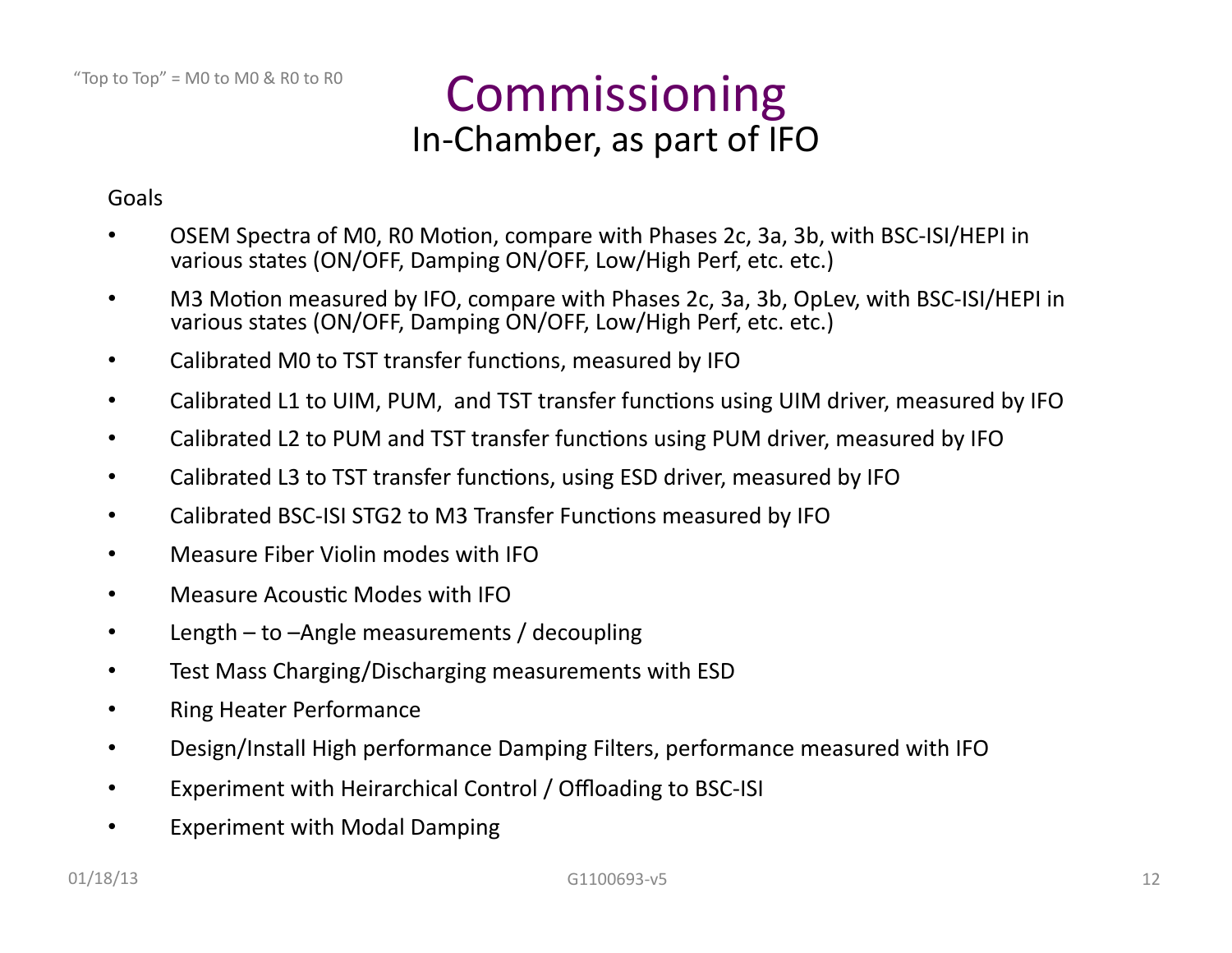“Top to Top” = M0 to M0 & R0 to R0

# Commissioning

## In-Chamber, as part of IFO

Goals

- OSEM Spectra of M0, R0 Motion, compare with Phases 2c, 3a, 3b, with BSC-ISI/HEPI in various states (ON/OFF, Damping ON/OFF, Low/High Perf, etc. etc.)
- M3 Motion measured by IFO, compare with Phases 2c, 3a, 3b, OpLev, with BSC-ISI/HEPI in various states (ON/OFF, Damping ON/OFF, Low/High Perf, etc. etc.)
- Calibrated M0 to TST transfer functions, measured by IFO
- Calibrated L1 to UIM, PUM, and TST transfer functions using UIM driver, measured by IFO
- Calibrated L2 to PUM and TST transfer functions using PUM driver, measured by IFO
- Calibrated L3 to TST transfer functions, using ESD driver, measured by IFO
- Calibrated BSC-ISI STG2 to M3 Transfer Functions measured by IFO
- Measure Fiber Violin modes with IFO
- Measure Acoustic Modes with IFO
- Length – to –Angle measurements / decoupling
- Test Mass Charging/Discharging measurements with ESD
- Ring Heater Performance
- Design/Install High performance Damping Filters, performance measured with IFO
- Experiment with Heirarchical Control / Offloading to BSC-ISI
- Experiment with Modal Damping

01/18/13 G1100693-v5